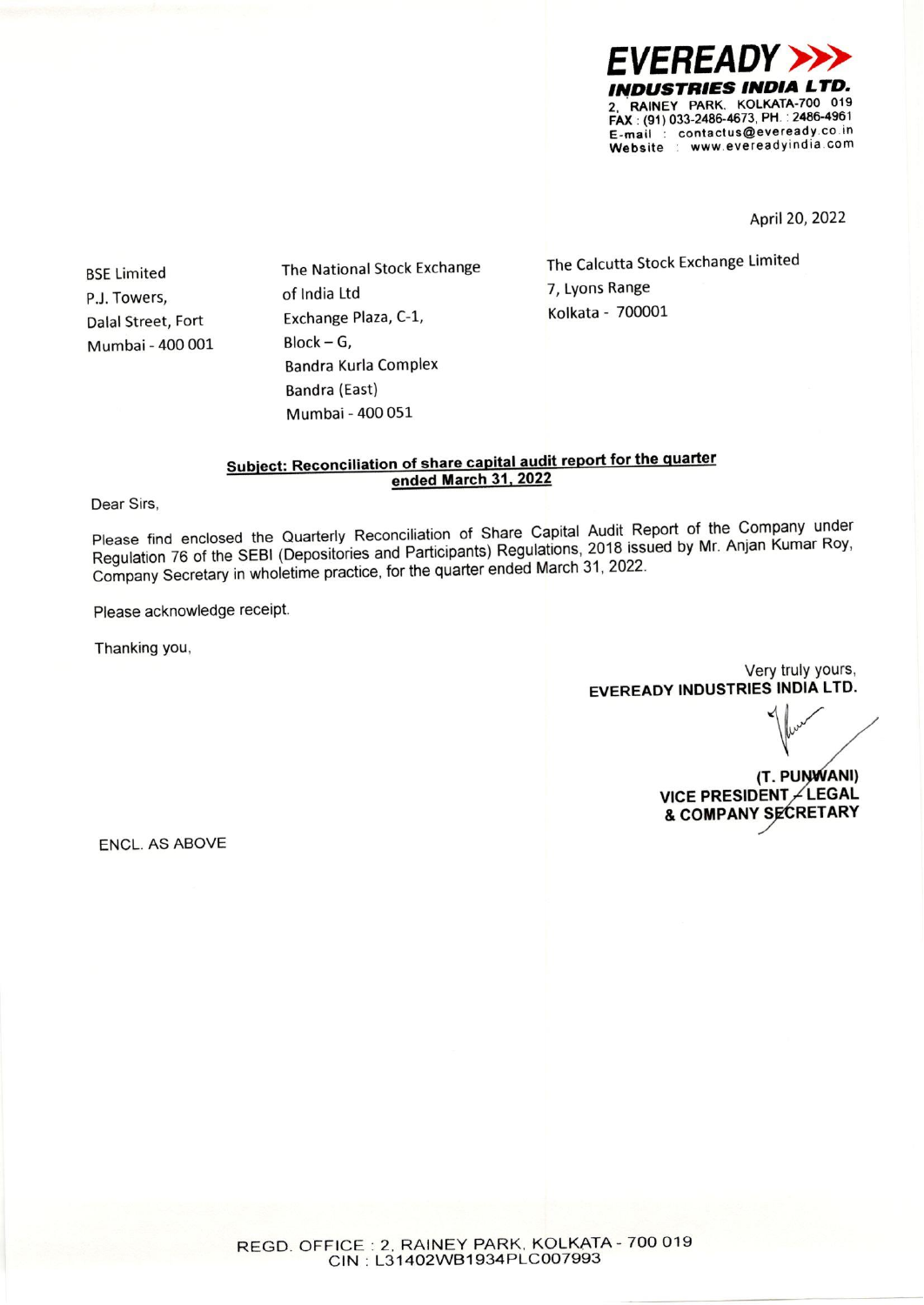**EVEREADY INDUSTRIES INDIA LTD.**
2, RAINEY PARK, KOLKATA-700 019
FAX : (91) 033-2486-4673, PH. : 2486-4961
E-mail : contactus@eveready.co.in
Website : www.evereadyindia.com

April 20, 2022

BSE Limited
P.J. Towers,
Dalal Street, Fort
Mumbai - 400 001

The National Stock Exchange of India Ltd
Exchange Plaza, C-1,
Block – G,
Bandra Kurla Complex
Bandra (East)
Mumbai - 400 051

The Calcutta Stock Exchange Limited
7, Lyons Range
Kolkata - 700001

**Subject: Reconciliation of share capital audit report for the quarter ended March 31, 2022**

Dear Sirs,

Please find enclosed the Quarterly Reconciliation of Share Capital Audit Report of the Company under Regulation 76 of the SEBI (Depositories and Participants) Regulations, 2018 issued by Mr. Anjan Kumar Roy, Company Secretary in wholetime practice, for the quarter ended March 31, 2022.

Please acknowledge receipt.

Thanking you,

Very truly yours,
**EVEREADY INDUSTRIES INDIA LTD.**

**(T. PUNWANI)**
**VICE PRESIDENT – LEGAL & COMPANY SECRETARY**

ENCL. AS ABOVE

REGD. OFFICE : 2, RAINEY PARK, KOLKATA - 700 019
CIN : L31402WB1934PLC007993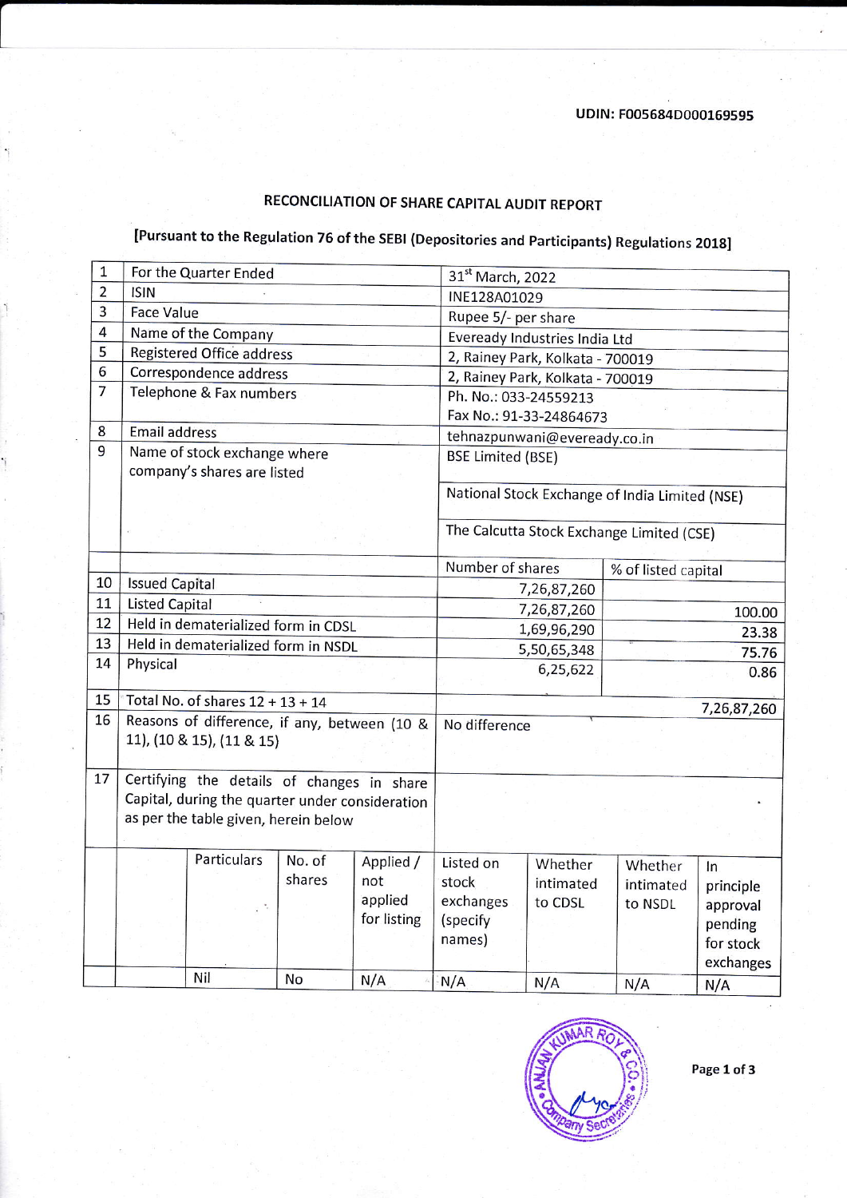UDIN: F005684D000169595

# RECONCILIATION OF SHARE CAPITAL AUDIT REPORT

## [Pursuant to the Regulation 76 of the SEBI (Depositories and Participants) Regulations 2018]

| | | | |
|---|---|---|---|
| 1 | For the Quarter Ended | 31st March, 2022 | |
| 2 | ISIN | INE128A01029 | |
| 3 | Face Value | Rupee 5/- per share | |
| 4 | Name of the Company | Eveready Industries India Ltd | |
| 5 | Registered Office address | 2, Rainey Park, Kolkata - 700019 | |
| 6 | Correspondence address | 2, Rainey Park, Kolkata - 700019 | |
| 7 | Telephone & Fax numbers | Ph. No.: 033-24559213<br>Fax No.: 91-33-24864673 | |
| 8 | Email address | tehnazpunwani@eveready.co.in | |
| 9 | Name of stock exchange where company's shares are listed | BSE Limited (BSE)<br>National Stock Exchange of India Limited (NSE)<br>The Calcutta Stock Exchange Limited (CSE) | |
| | | Number of shares | % of listed capital |
| 10 | Issued Capital | 7,26,87,260 | |
| 11 | Listed Capital | 7,26,87,260 | 100.00 |
| 12 | Held in dematerialized form in CDSL | 1,69,96,290 | 23.38 |
| 13 | Held in dematerialized form in NSDL | 5,50,65,348 | 75.76 |
| 14 | Physical | 6,25,622 | 0.86 |
| 15 | Total No. of shares 12 + 13 + 14 | 7,26,87,260 | |
| 16 | Reasons of difference, if any, between (10 & 11), (10 & 15), (11 & 15) | No difference | |
| 17 | Certifying the details of changes in share Capital, during the quarter under consideration as per the table given, herein below | | |

| Particulars | No. of shares | Applied / not applied for listing | Listed on stock exchanges (specify names) | Whether intimated to CDSL | Whether intimated to NSDL | In principle approval pending for stock exchanges |
|---|---|---|---|---|---|---|
| Nil | No | N/A | N/A | N/A | N/A | N/A |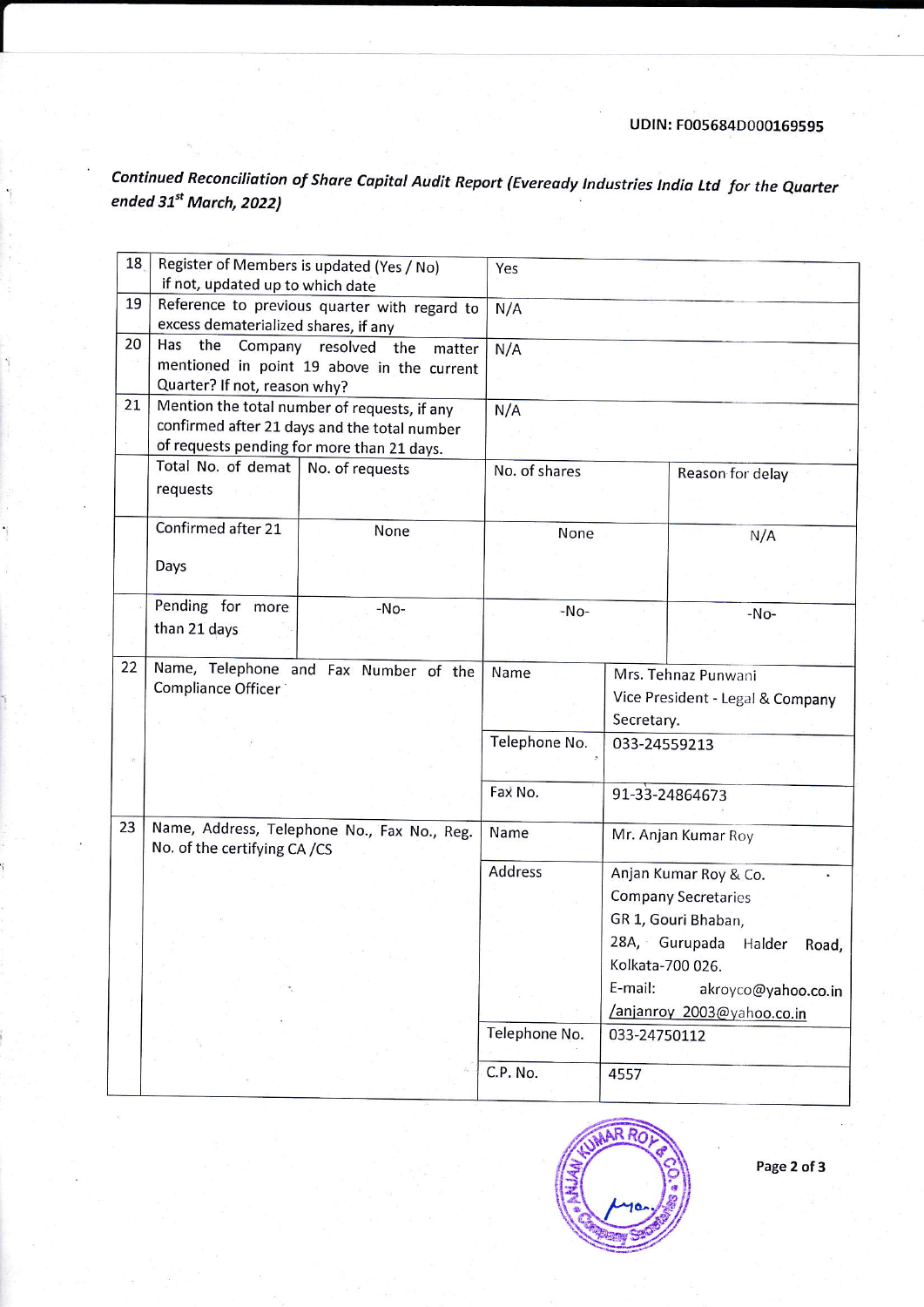UDIN: F005684D000169595

*Continued Reconciliation of Share Capital Audit Report (Eveready Industries India Ltd for the Quarter ended 31st March, 2022)*

| | | | | |
|---|---|---|---|---|
| 18 | Register of Members is updated (Yes / No) if not, updated up to which date | | Yes | |
| 19 | Reference to previous quarter with regard to excess dematerialized shares, if any | | N/A | |
| 20 | Has the Company resolved the matter mentioned in point 19 above in the current Quarter? If not, reason why? | | N/A | |
| 21 | Mention the total number of requests, if any confirmed after 21 days and the total number of requests pending for more than 21 days. | | N/A | |
| | Total No. of demat requests | No. of requests | No. of shares | Reason for delay |
| | Confirmed after 21 Days | None | None | N/A |
| | Pending for more than 21 days | -No- | -No- | -No- |
| 22 | Name, Telephone and Fax Number of the Compliance Officer | | Name | Mrs. Tehnaz Punwani Vice President - Legal & Company Secretary. |
| | | | Telephone No. | 033-24559213 |
| | | | Fax No. | 91-33-24864673 |
| 23 | Name, Address, Telephone No., Fax No., Reg. No. of the certifying CA /CS | | Name | Mr. Anjan Kumar Roy |
| | | | Address | Anjan Kumar Roy & Co. Company Secretaries GR 1, Gouri Bhaban, 28A, Gurupada Halder Road, Kolkata-700 026. E-mail: akroyco@yahoo.co.in /anjanroy_2003@yahoo.co.in |
| | | | Telephone No. | 033-24750112 |
| | | | C.P. No. | 4557 |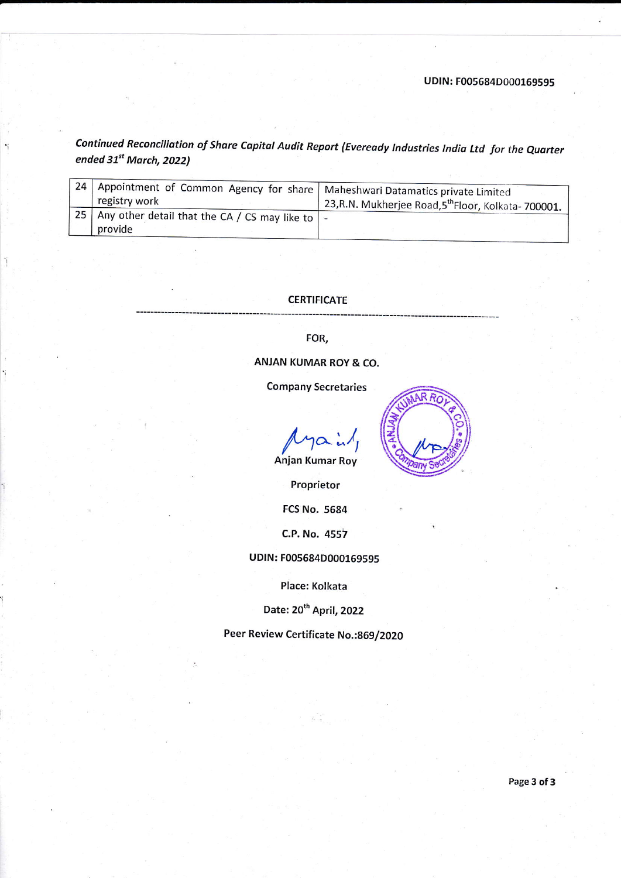UDIN: F005684D000169595

***Continued Reconciliation of Share Capital Audit Report (Eveready Industries India Ltd for the Quarter ended 31st March, 2022)***

| | | |
|---|---|---|
| 24 | Appointment of Common Agency for share registry work | Maheshwari Datamatics private Limited 23,R.N. Mukherjee Road,5th Floor, Kolkata- 700001. |
| 25 | Any other detail that the CA / CS may like to provide | - |

**CERTIFICATE**

---

FOR,

**ANJAN KUMAR ROY & CO.**

**Company Secretaries**

Anjan Kumar Roy

Proprietor

FCS No. 5684

C.P. No. 4557

UDIN: F005684D000169595

Place: Kolkata

Date: 20th April, 2022

Peer Review Certificate No.:869/2020